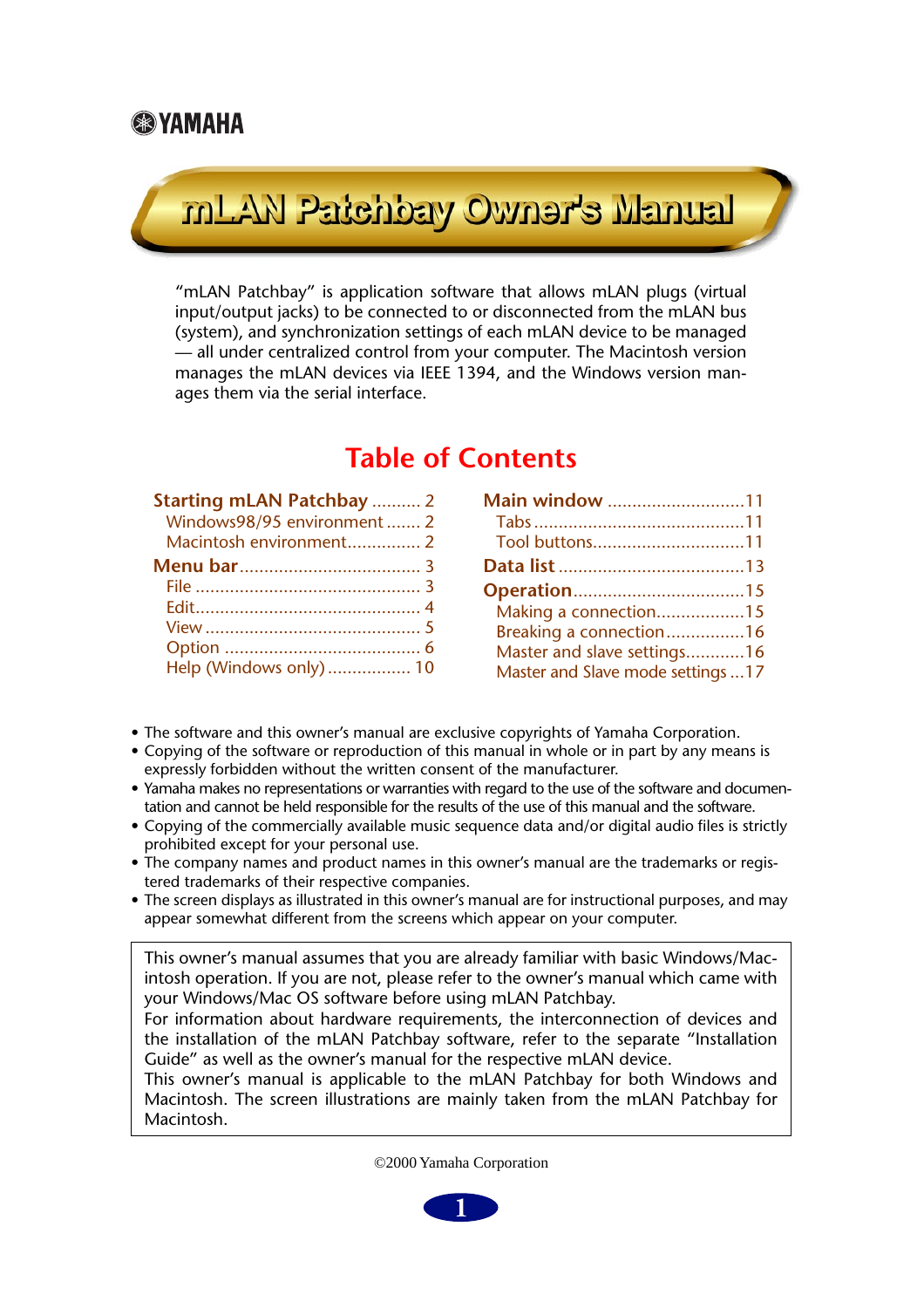YAMAHA

# mLAN Patchbay Owner's Manual

"mLAN Patchbay" is application software that allows mLAN plugs (virtual input/output jacks) to be connected to or disconnected from the mLAN bus (system), and synchronization settings of each mLAN device to be managed — all under centralized control from your computer. The Macintosh version manages the mLAN devices via IEEE 1394, and the Windows version manages them via the serial interface.

## Table of Contents

- **Starting mLAN Patchbay** .......... 2
  - Windows98/95 environment ....... 2
  - Macintosh environment............... 2
- **Menu bar**.................................... 3
  - File ............................................ 3
  - Edit............................................. 4
  - View ........................................... 5
  - Option ........................................ 6
  - Help (Windows only) ................. 10
- **Main window** ...........................11
  - Tabs ..........................................11
  - Tool buttons...............................11
- **Data list** .....................................13
- **Operation**..................................15
  - Making a connection..................15
  - Breaking a connection................16
  - Master and slave settings............16
  - Master and Slave mode settings ...17

- The software and this owner's manual are exclusive copyrights of Yamaha Corporation.
- Copying of the software or reproduction of this manual in whole or in part by any means is expressly forbidden without the written consent of the manufacturer.
- Yamaha makes no representations or warranties with regard to the use of the software and documentation and cannot be held responsible for the results of the use of this manual and the software.
- Copying of the commercially available music sequence data and/or digital audio files is strictly prohibited except for your personal use.
- The company names and product names in this owner's manual are the trademarks or registered trademarks of their respective companies.
- The screen displays as illustrated in this owner's manual are for instructional purposes, and may appear somewhat different from the screens which appear on your computer.

This owner's manual assumes that you are already familiar with basic Windows/Macintosh operation. If you are not, please refer to the owner's manual which came with your Windows/Mac OS software before using mLAN Patchbay.
For information about hardware requirements, the interconnection of devices and the installation of the mLAN Patchbay software, refer to the separate "Installation Guide" as well as the owner's manual for the respective mLAN device.
This owner's manual is applicable to the mLAN Patchbay for both Windows and Macintosh. The screen illustrations are mainly taken from the mLAN Patchbay for Macintosh.

©2000 Yamaha Corporation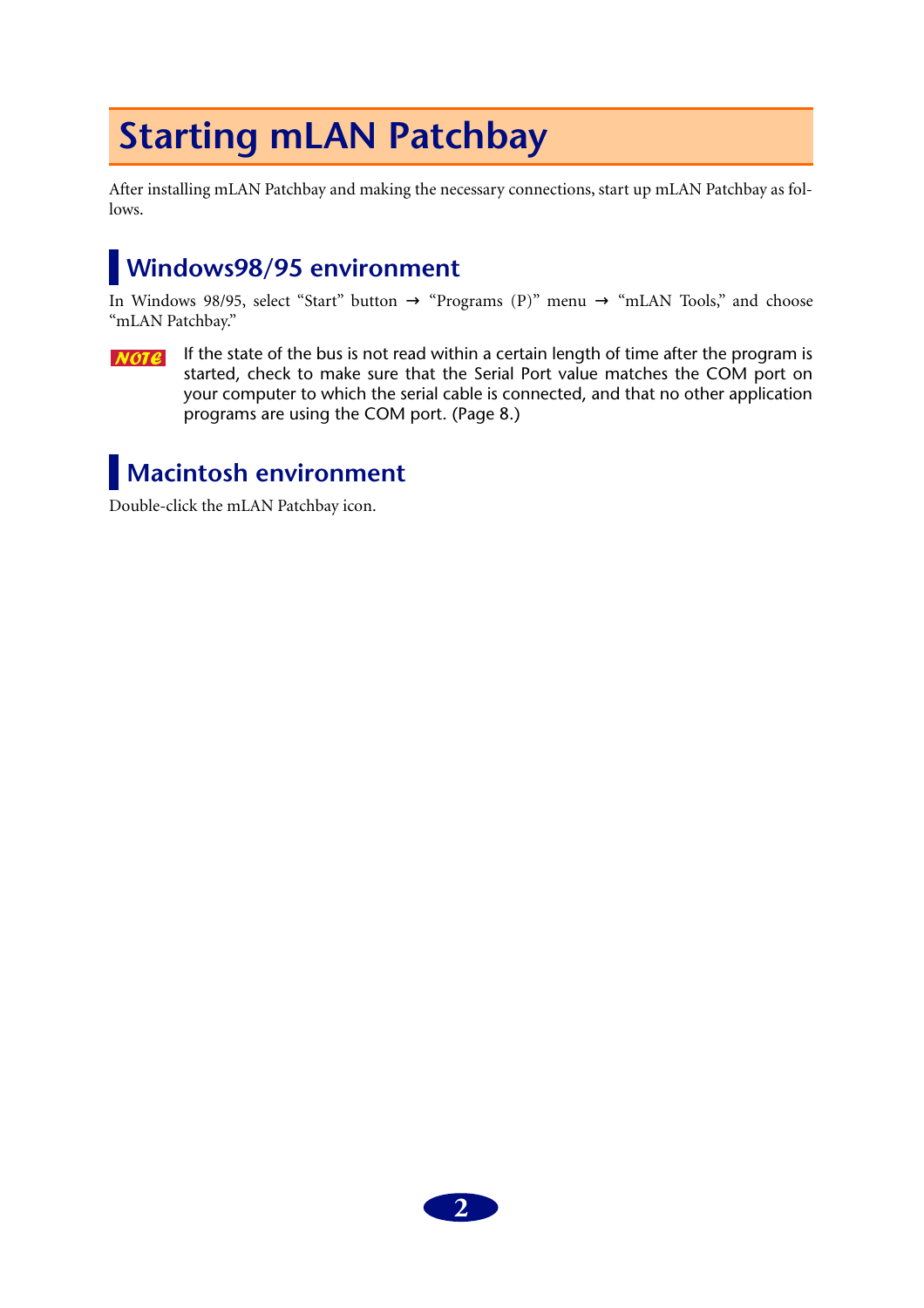# Starting mLAN Patchbay

After installing mLAN Patchbay and making the necessary connections, start up mLAN Patchbay as follows.

## Windows98/95 environment

In Windows 98/95, select “Start” button → “Programs (P)” menu → “mLAN Tools,” and choose “mLAN Patchbay.”

**NOTE** If the state of the bus is not read within a certain length of time after the program is started, check to make sure that the Serial Port value matches the COM port on your computer to which the serial cable is connected, and that no other application programs are using the COM port. (Page 8.)

## Macintosh environment

Double-click the mLAN Patchbay icon.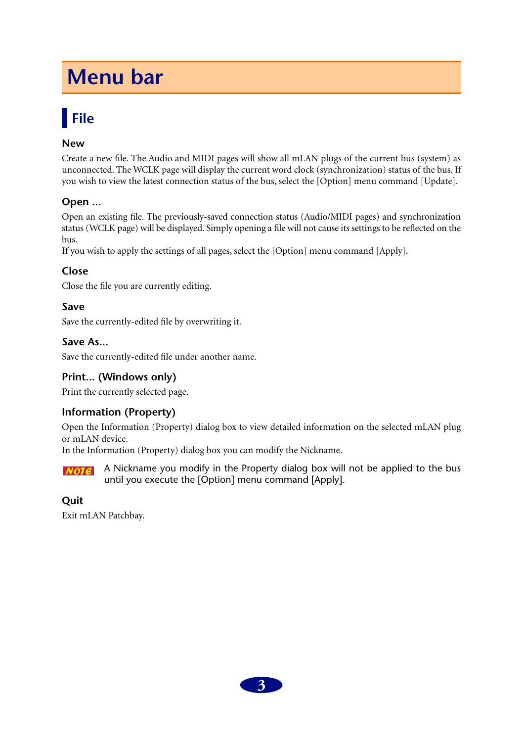# Menu bar

## File

### New

Create a new file. The Audio and MIDI pages will show all mLAN plugs of the current bus (system) as unconnected. The WCLK page will display the current word clock (synchronization) status of the bus. If you wish to view the latest connection status of the bus, select the [Option] menu command [Update].

### Open ...

Open an existing file. The previously-saved connection status (Audio/MIDI pages) and synchronization status (WCLK page) will be displayed. Simply opening a file will not cause its settings to be reflected on the bus.
If you wish to apply the settings of all pages, select the [Option] menu command [Apply].

### Close

Close the file you are currently editing.

### Save

Save the currently-edited file by overwriting it.

### Save As...

Save the currently-edited file under another name.

### Print... (Windows only)

Print the currently selected page.

### Information (Property)

Open the Information (Property) dialog box to view detailed information on the selected mLAN plug or mLAN device.
In the Information (Property) dialog box you can modify the Nickname.

**NOTE** A Nickname you modify in the Property dialog box will not be applied to the bus until you execute the [Option] menu command [Apply].

### Quit

Exit mLAN Patchbay.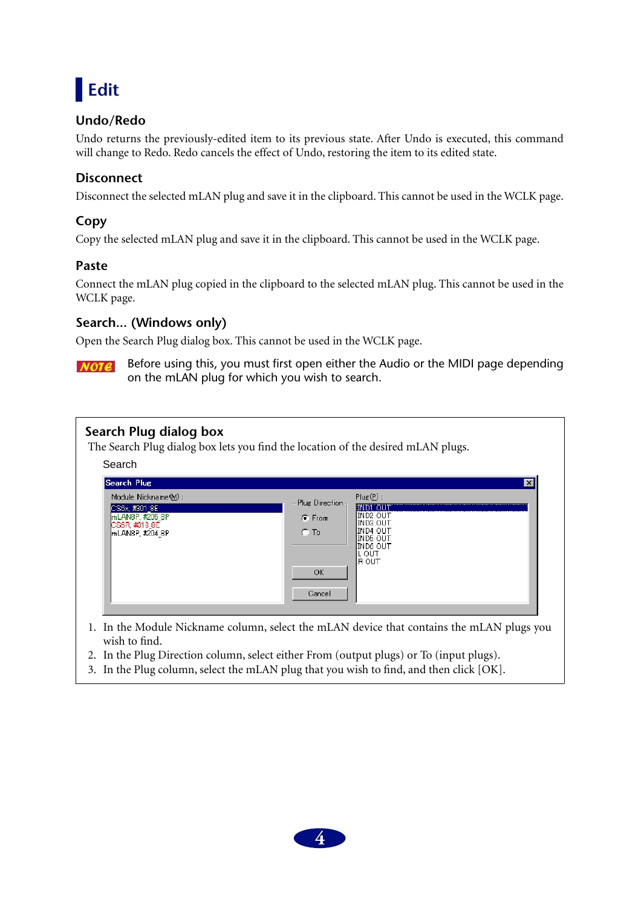# Edit

## Undo/Redo

Undo returns the previously-edited item to its previous state. After Undo is executed, this command will change to Redo. Redo cancels the effect of Undo, restoring the item to its edited state.

## Disconnect

Disconnect the selected mLAN plug and save it in the clipboard. This cannot be used in the WCLK page.

## Copy

Copy the selected mLAN plug and save it in the clipboard. This cannot be used in the WCLK page.

## Paste

Connect the mLAN plug copied in the clipboard to the selected mLAN plug. This cannot be used in the WCLK page.

## Search... (Windows only)

Open the Search Plug dialog box. This cannot be used in the WCLK page.

**NOTE** Before using this, you must first open either the Audio or the MIDI page depending on the mLAN plug for which you wish to search.

### Search Plug dialog box

The Search Plug dialog box lets you find the location of the desired mLAN plugs.

Search

1. In the Module Nickname column, select the mLAN device that contains the mLAN plugs you wish to find.
2. In the Plug Direction column, select either From (output plugs) or To (input plugs).
3. In the Plug column, select the mLAN plug that you wish to find, and then click [OK].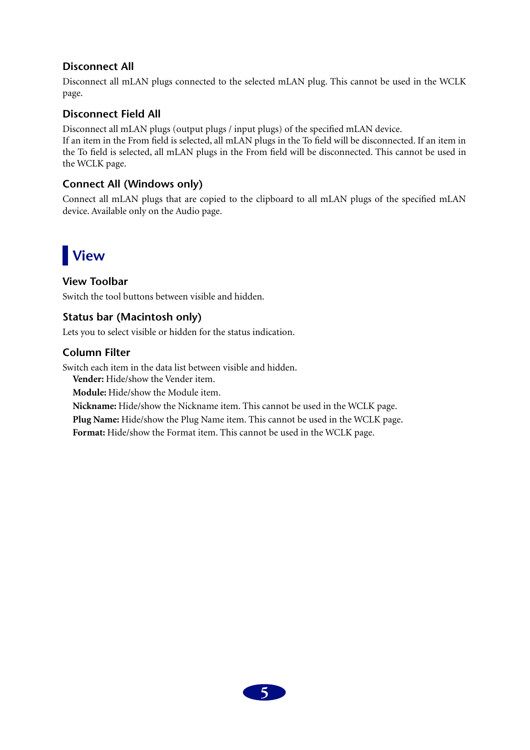### Disconnect All

Disconnect all mLAN plugs connected to the selected mLAN plug. This cannot be used in the WCLK page.

### Disconnect Field All

Disconnect all mLAN plugs (output plugs / input plugs) of the specified mLAN device.
If an item in the From field is selected, all mLAN plugs in the To field will be disconnected. If an item in the To field is selected, all mLAN plugs in the From field will be disconnected. This cannot be used in the WCLK page.

### Connect All (Windows only)

Connect all mLAN plugs that are copied to the clipboard to all mLAN plugs of the specified mLAN device. Available only on the Audio page.

## View

### View Toolbar

Switch the tool buttons between visible and hidden.

### Status bar (Macintosh only)

Lets you to select visible or hidden for the status indication.

### Column Filter

Switch each item in the data list between visible and hidden.

**Vender:** Hide/show the Vender item.

**Module:** Hide/show the Module item.

**Nickname:** Hide/show the Nickname item. This cannot be used in the WCLK page.

**Plug Name:** Hide/show the Plug Name item. This cannot be used in the WCLK page.

**Format:** Hide/show the Format item. This cannot be used in the WCLK page.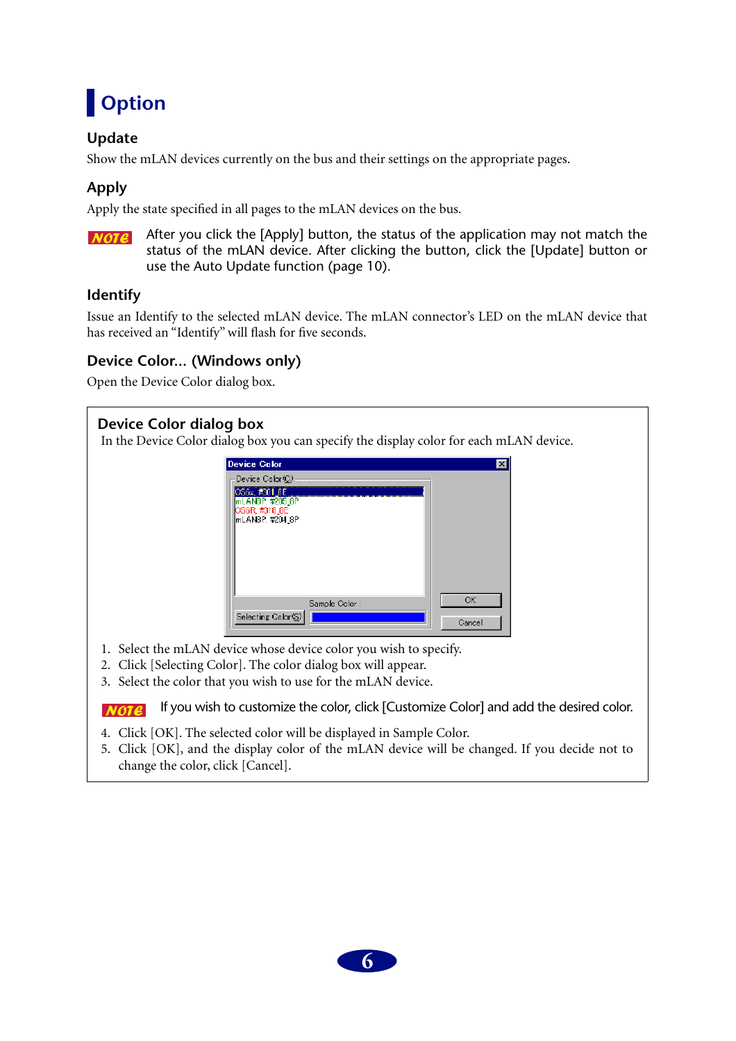# Option

## Update

Show the mLAN devices currently on the bus and their settings on the appropriate pages.

## Apply

Apply the state specified in all pages to the mLAN devices on the bus.

**NOTE** After you click the [Apply] button, the status of the application may not match the status of the mLAN device. After clicking the button, click the [Update] button or use the Auto Update function (page 10).

## Identify

Issue an Identify to the selected mLAN device. The mLAN connector's LED on the mLAN device that has received an "Identify" will flash for five seconds.

## Device Color... (Windows only)

Open the Device Color dialog box.

### Device Color dialog box

In the Device Color dialog box you can specify the display color for each mLAN device.

1. Select the mLAN device whose device color you wish to specify.
2. Click [Selecting Color]. The color dialog box will appear.
3. Select the color that you wish to use for the mLAN device.

**NOTE** If you wish to customize the color, click [Customize Color] and add the desired color.

4. Click [OK]. The selected color will be displayed in Sample Color.
5. Click [OK], and the display color of the mLAN device will be changed. If you decide not to change the color, click [Cancel].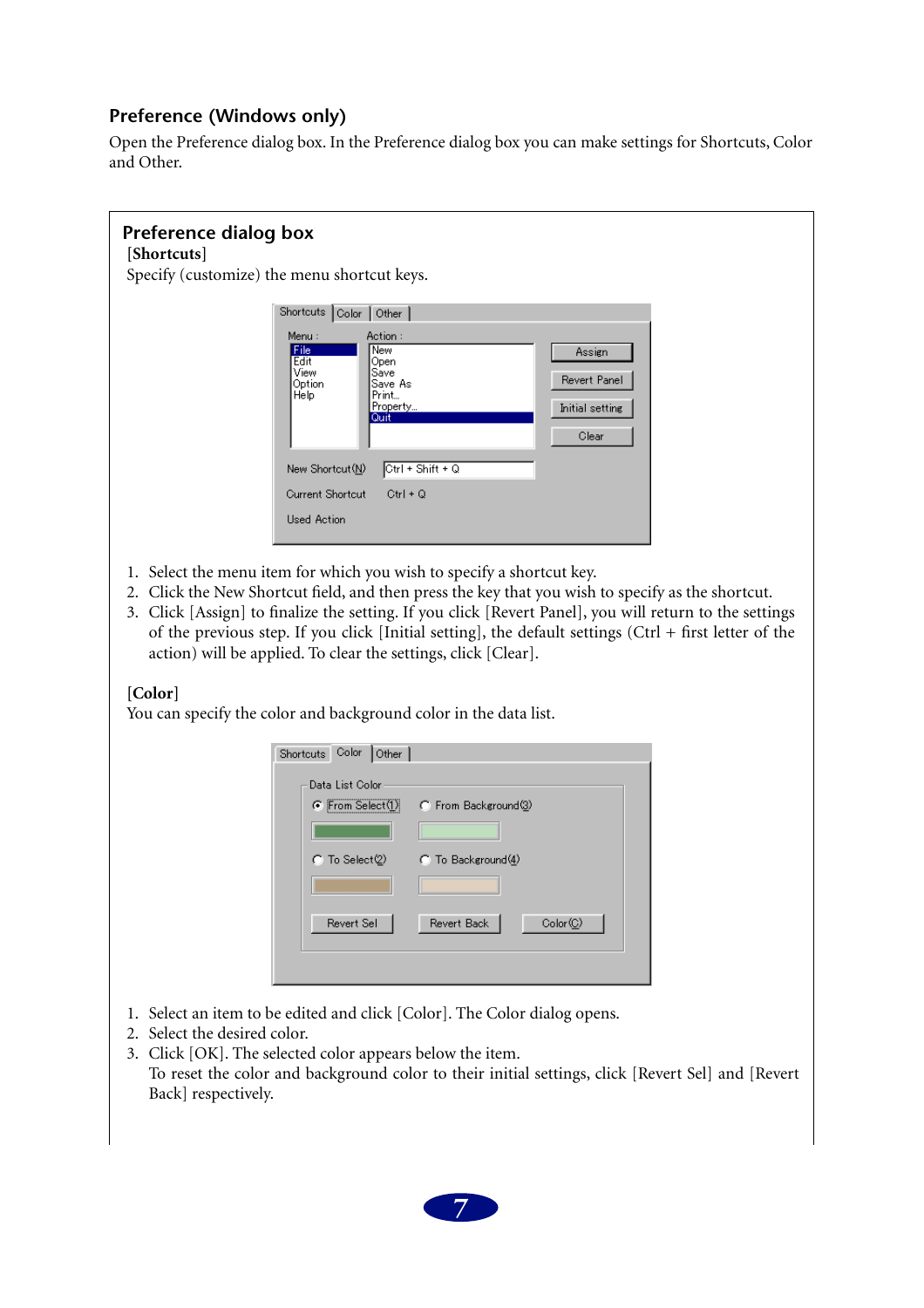## Preference (Windows only)

Open the Preference dialog box. In the Preference dialog box you can make settings for Shortcuts, Color and Other.

### Preference dialog box

**[Shortcuts]**

Specify (customize) the menu shortcut keys.

1. Select the menu item for which you wish to specify a shortcut key.
2. Click the New Shortcut field, and then press the key that you wish to specify as the shortcut.
3. Click [Assign] to finalize the setting. If you click [Revert Panel], you will return to the settings of the previous step. If you click [Initial setting], the default settings (Ctrl + first letter of the action) will be applied. To clear the settings, click [Clear].

**[Color]**

You can specify the color and background color in the data list.

1. Select an item to be edited and click [Color]. The Color dialog opens.
2. Select the desired color.
3. Click [OK]. The selected color appears below the item.
   To reset the color and background color to their initial settings, click [Revert Sel] and [Revert Back] respectively.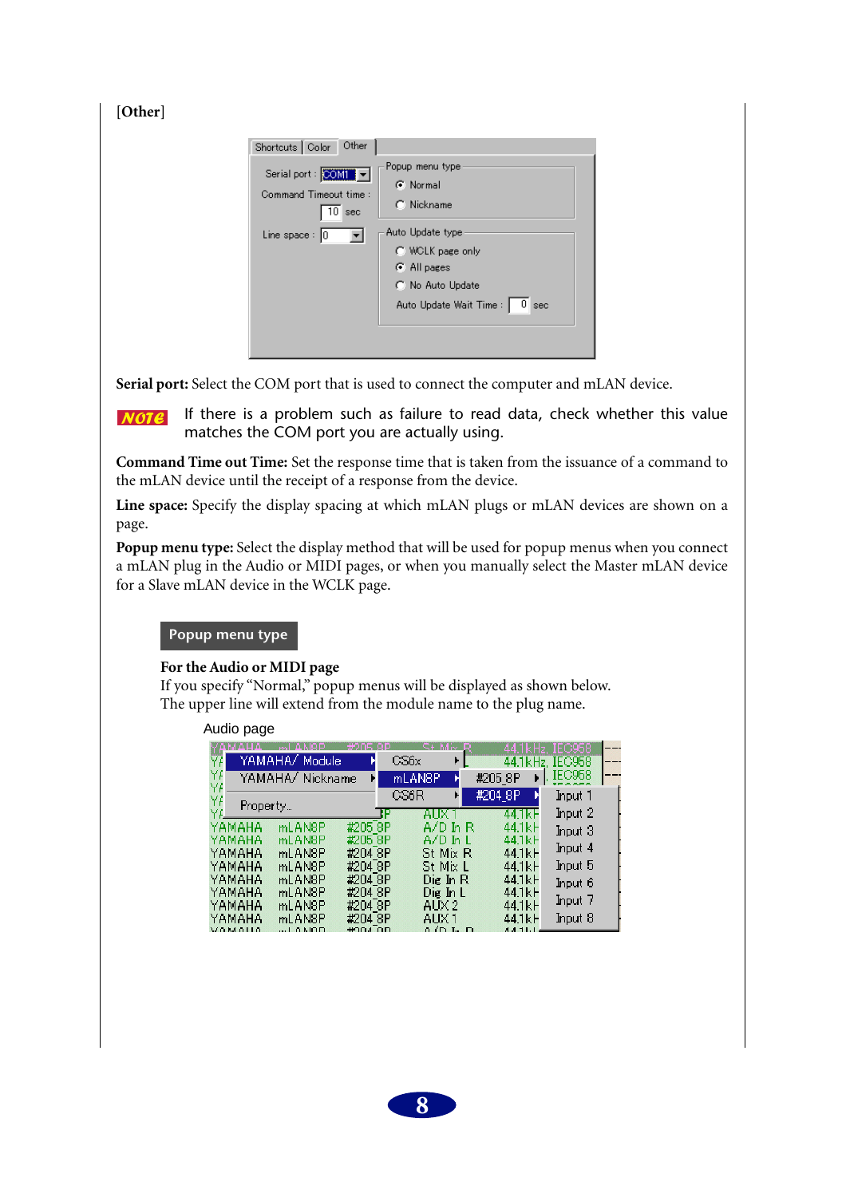[Other]

**Serial port:** Select the COM port that is used to connect the computer and mLAN device.

**NOTE** If there is a problem such as failure to read data, check whether this value matches the COM port you are actually using.

**Command Time out Time:** Set the response time that is taken from the issuance of a command to the mLAN device until the receipt of a response from the device.

**Line space:** Specify the display spacing at which mLAN plugs or mLAN devices are shown on a page.

**Popup menu type:** Select the display method that will be used for popup menus when you connect a mLAN plug in the Audio or MIDI pages, or when you manually select the Master mLAN device for a Slave mLAN device in the WCLK page.

### Popup menu type

**For the Audio or MIDI page**

If you specify "Normal," popup menus will be displayed as shown below.
The upper line will extend from the module name to the plug name.

Audio page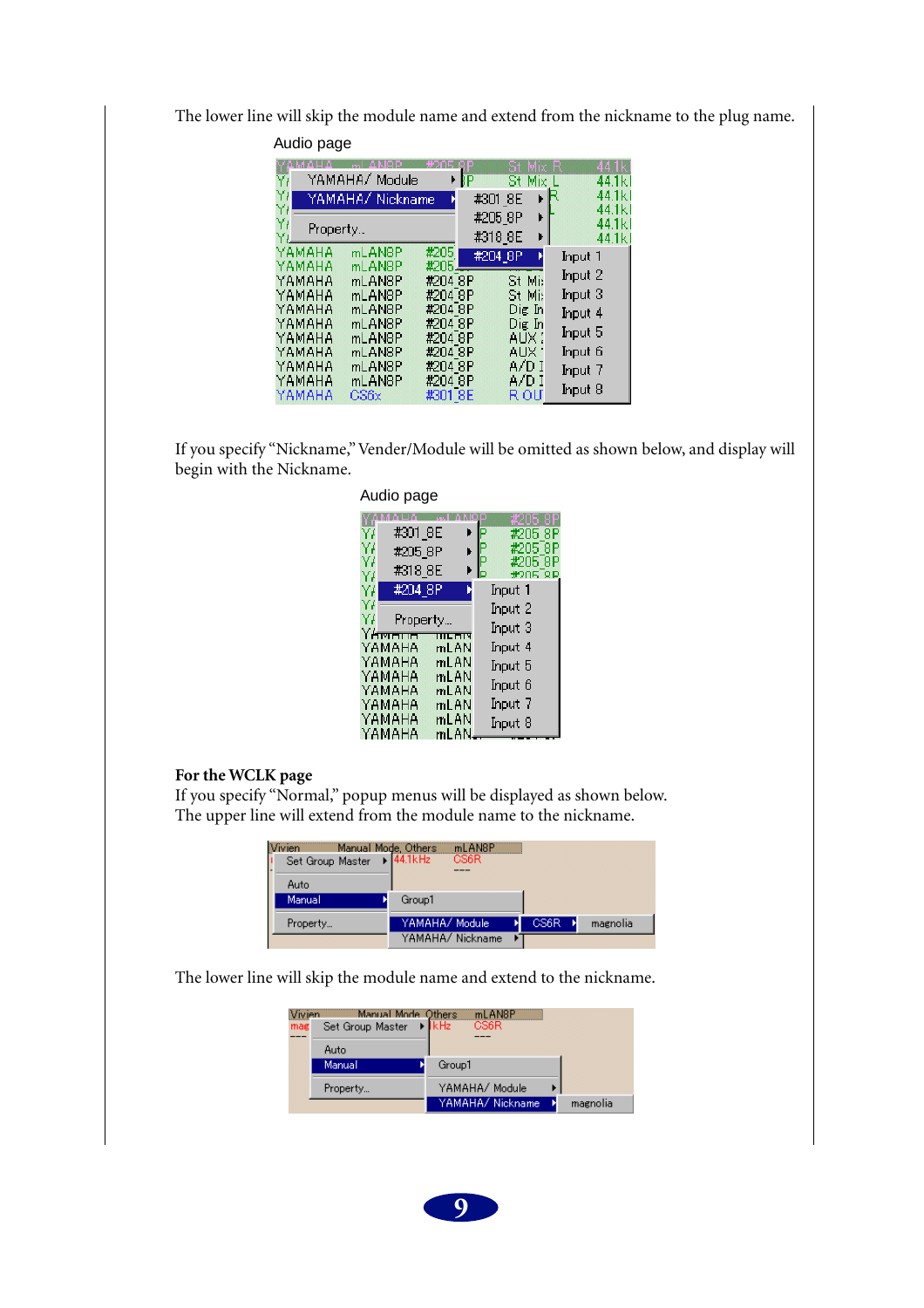The lower line will skip the module name and extend from the nickname to the plug name.

Audio page

If you specify “Nickname,” Vender/Module will be omitted as shown below, and display will begin with the Nickname.

Audio page

**For the WCLK page**

If you specify “Normal,” popup menus will be displayed as shown below.

The upper line will extend from the module name to the nickname.

The lower line will skip the module name and extend to the nickname.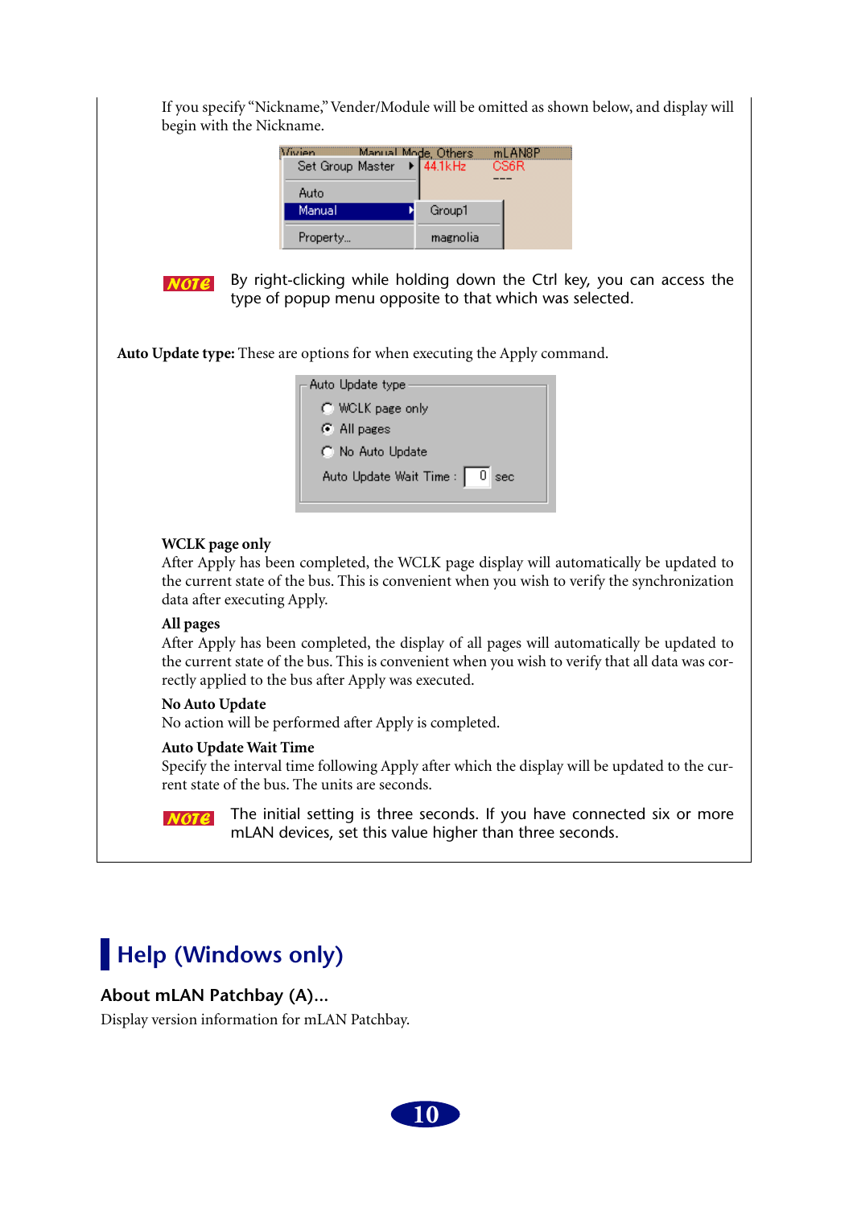If you specify "Nickname," Vender/Module will be omitted as shown below, and display will begin with the Nickname.

**NOTE** By right-clicking while holding down the Ctrl key, you can access the type of popup menu opposite to that which was selected.

**Auto Update type:** These are options for when executing the Apply command.

**WCLK page only**
After Apply has been completed, the WCLK page display will automatically be updated to the current state of the bus. This is convenient when you wish to verify the synchronization data after executing Apply.

**All pages**
After Apply has been completed, the display of all pages will automatically be updated to the current state of the bus. This is convenient when you wish to verify that all data was correctly applied to the bus after Apply was executed.

**No Auto Update**
No action will be performed after Apply is completed.

**Auto Update Wait Time**
Specify the interval time following Apply after which the display will be updated to the current state of the bus. The units are seconds.

**NOTE** The initial setting is three seconds. If you have connected six or more mLAN devices, set this value higher than three seconds.

## Help (Windows only)

### About mLAN Patchbay (A)...

Display version information for mLAN Patchbay.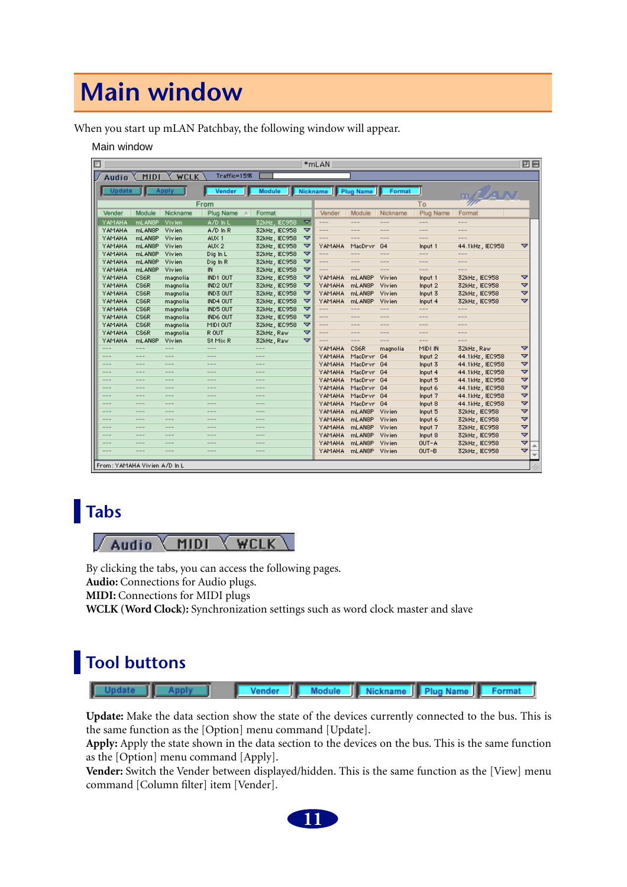# Main window

When you start up mLAN Patchbay, the following window will appear.

Main window

## Tabs

By clicking the tabs, you can access the following pages.
**Audio:** Connections for Audio plugs.
**MIDI:** Connections for MIDI plugs
**WCLK (Word Clock):** Synchronization settings such as word clock master and slave

## Tool buttons

**Update:** Make the data section show the state of the devices currently connected to the bus. This is the same function as the [Option] menu command [Update].
**Apply:** Apply the state shown in the data section to the devices on the bus. This is the same function as the [Option] menu command [Apply].
**Vender:** Switch the Vender between displayed/hidden. This is the same function as the [View] menu command [Column filter] item [Vender].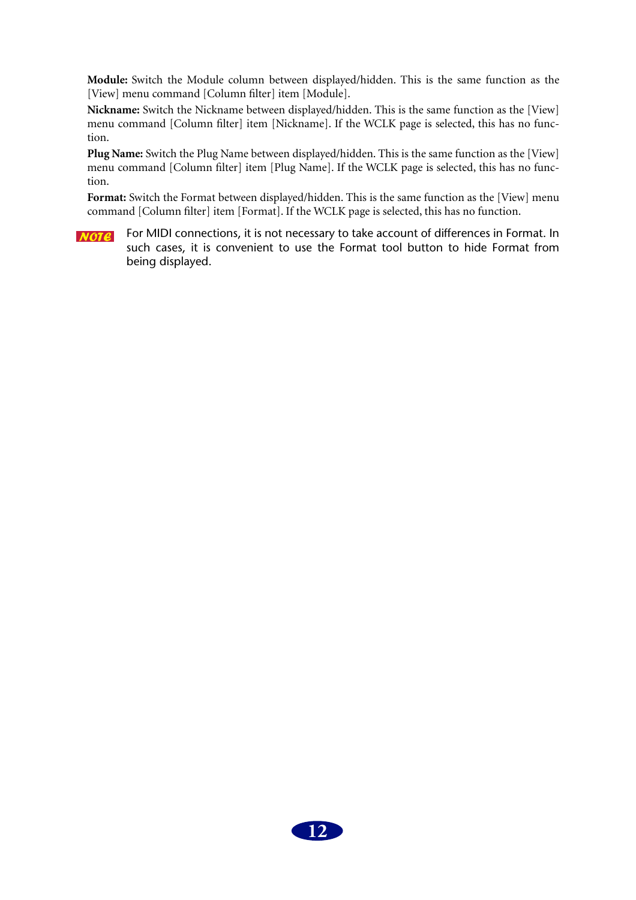**Module:** Switch the Module column between displayed/hidden. This is the same function as the [View] menu command [Column filter] item [Module].

**Nickname:** Switch the Nickname between displayed/hidden. This is the same function as the [View] menu command [Column filter] item [Nickname]. If the WCLK page is selected, this has no function.

**Plug Name:** Switch the Plug Name between displayed/hidden. This is the same function as the [View] menu command [Column filter] item [Plug Name]. If the WCLK page is selected, this has no function.

**Format:** Switch the Format between displayed/hidden. This is the same function as the [View] menu command [Column filter] item [Format]. If the WCLK page is selected, this has no function.

**NOTE** For MIDI connections, it is not necessary to take account of differences in Format. In such cases, it is convenient to use the Format tool button to hide Format from being displayed.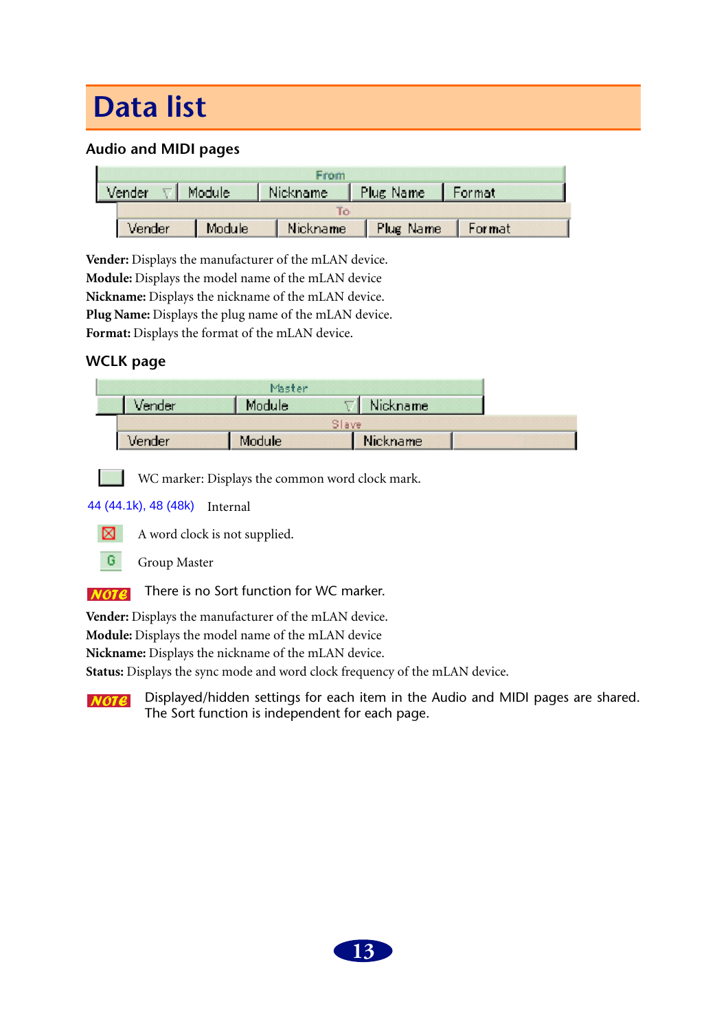# Data list

## Audio and MIDI pages

| From | | | | |
|---|---|---|---|---|
| Vender | Module | Nickname | Plug Name | Format |
| **To** | | | | |
| Vender | Module | Nickname | Plug Name | Format |

**Vender:** Displays the manufacturer of the mLAN device.
**Module:** Displays the model name of the mLAN device
**Nickname:** Displays the nickname of the mLAN device.
**Plug Name:** Displays the plug name of the mLAN device.
**Format:** Displays the format of the mLAN device.

## WCLK page

| Master | | | | |
|---|---|---|---|---|
| | Vender | Module | Nickname | |
| **Slave** | | | | |
| | Vender | Module | Nickname | |

WC marker: Displays the common word clock mark.

44 (44.1k), 48 (48k) Internal

A word clock is not supplied.

G Group Master

NOTE There is no Sort function for WC marker.

**Vender:** Displays the manufacturer of the mLAN device.
**Module:** Displays the model name of the mLAN device
**Nickname:** Displays the nickname of the mLAN device.
**Status:** Displays the sync mode and word clock frequency of the mLAN device.

NOTE Displayed/hidden settings for each item in the Audio and MIDI pages are shared. The Sort function is independent for each page.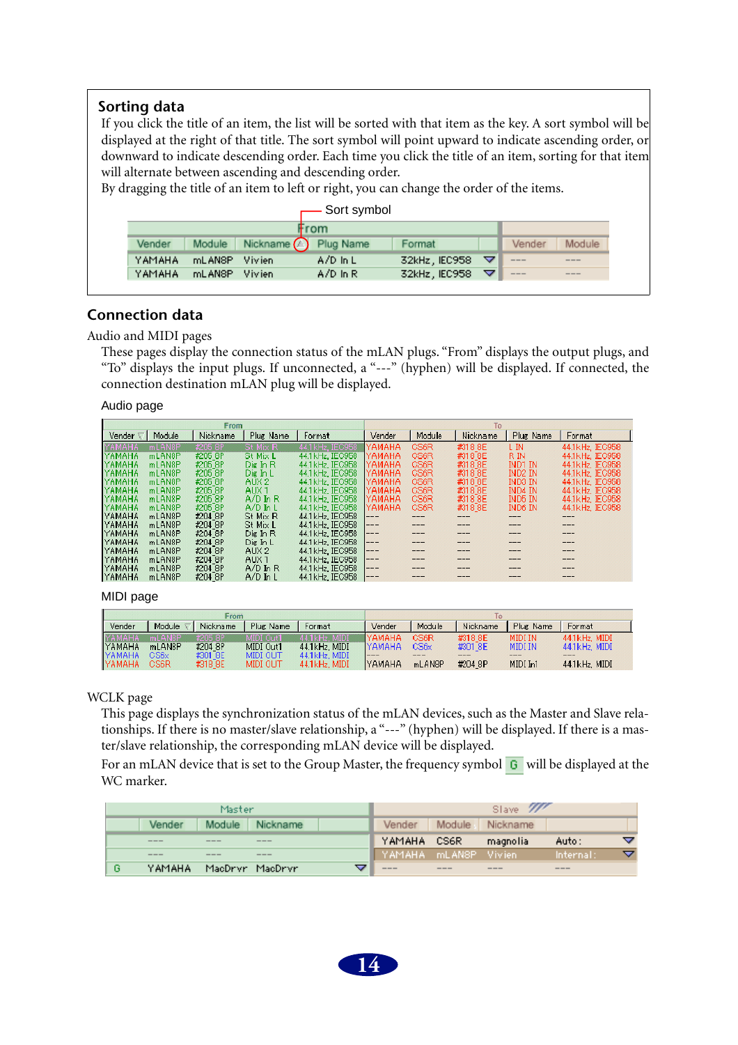## Sorting data

If you click the title of an item, the list will be sorted with that item as the key. A sort symbol will be displayed at the right of that title. The sort symbol will point upward to indicate ascending order, or downward to indicate descending order. Each time you click the title of an item, sorting for that item will alternate between ascending and descending order.
By dragging the title of an item to left or right, you can change the order of the items.

Sort symbol

| From | | | | | | |
|---|---|---|---|---|---|---|
| Vender | Module | Nickname ▲ | Plug Name | Format | Vender | Module |
| YAMAHA | mLAN8P | Vivien | A/D In L | 32kHz, IEC958 | --- | --- |
| YAMAHA | mLAN8P | Vivien | A/D In R | 32kHz, IEC958 | --- | --- |

## Connection data

Audio and MIDI pages

These pages display the connection status of the mLAN plugs. "From" displays the output plugs, and "To" displays the input plugs. If unconnected, a "---" (hyphen) will be displayed. If connected, the connection destination mLAN plug will be displayed.

Audio page

| From | | | | | To | | | | |
|---|---|---|---|---|---|---|---|---|---|
| Vender | Module | Nickname | Plug Name | Format | Vender | Module | Nickname | Plug Name | Format |
| YAMAHA | mLAN8P | #205 8P | St Mix R | 44.1kHz, IEC958 | YAMAHA | CS6R | #318 8E | L IN | 44.1kHz, IEC958 |
| YAMAHA | mLAN8P | #205 8P | St Mix L | 44.1kHz, IEC958 | YAMAHA | CS6R | #318 8E | R IN | 44.1kHz, IEC958 |
| YAMAHA | mLAN8P | #205 8P | Dig In R | 44.1kHz, IEC958 | YAMAHA | CS6R | #318 8E | IND1 IN | 44.1kHz, IEC958 |
| YAMAHA | mLAN8P | #205 8P | Dig In L | 44.1kHz, IEC958 | YAMAHA | CS6R | #318 8E | IND2 IN | 44.1kHz, IEC958 |
| YAMAHA | mLAN8P | #205 8P | AUX 2 | 44.1kHz, IEC958 | YAMAHA | CS6R | #318 8E | IND3 IN | 44.1kHz, IEC958 |
| YAMAHA | mLAN8P | #205 8P | AUX 1 | 44.1kHz, IEC958 | YAMAHA | CS6R | #318 8E | IND4 IN | 44.1kHz, IEC958 |
| YAMAHA | mLAN8P | #205 8P | A/D In R | 44.1kHz, IEC958 | YAMAHA | CS6R | #318 8E | IND5 IN | 44.1kHz, IEC958 |
| YAMAHA | mLAN8P | #205 8P | A/D In L | 44.1kHz, IEC958 | YAMAHA | CS6R | #318 8E | IND6 IN | 44.1kHz, IEC958 |
| YAMAHA | mLAN8P | #204 8P | St Mix R | 44.1kHz, IEC958 | --- | --- | --- | --- | --- |
| YAMAHA | mLAN8P | #204 8P | St Mix L | 44.1kHz, IEC958 | --- | --- | --- | --- | --- |
| YAMAHA | mLAN8P | #204 8P | Dig In R | 44.1kHz, IEC958 | --- | --- | --- | --- | --- |
| YAMAHA | mLAN8P | #204 8P | Dig In L | 44.1kHz, IEC958 | --- | --- | --- | --- | --- |
| YAMAHA | mLAN8P | #204 8P | AUX 2 | 44.1kHz, IEC958 | --- | --- | --- | --- | --- |
| YAMAHA | mLAN8P | #204 8P | AUX 1 | 44.1kHz, IEC958 | --- | --- | --- | --- | --- |
| YAMAHA | mLAN8P | #204 8P | A/D In R | 44.1kHz, IEC958 | --- | --- | --- | --- | --- |
| YAMAHA | mLAN8P | #204 8P | A/D In L | 44.1kHz, IEC958 | --- | --- | --- | --- | --- |

MIDI page

| From | | | | | To | | | | |
|---|---|---|---|---|---|---|---|---|---|
| Vender | Module | Nickname | Plug Name | Format | Vender | Module | Nickname | Plug Name | Format |
| YAMAHA | mLAN8P | #205 8P | MIDI Out1 | 44.1kHz, MIDI | YAMAHA | CS6R | #318 8E | MIDI IN | 44.1kHz, MIDI |
| YAMAHA | mLAN8P | #204 8P | MIDI Out1 | 44.1kHz, MIDI | YAMAHA | CS6x | #301 8E | MIDI IN | 44.1kHz, MIDI |
| YAMAHA | CS6x | #301 8E | MIDI OUT | 44.1kHz, MIDI | --- | --- | --- | --- | --- |
| YAMAHA | CS6R | #318 8E | MIDI OUT | 44.1kHz, MIDI | YAMAHA | mLAN8P | #204 8P | MIDI In1 | 44.1kHz, MIDI |

WCLK page

This page displays the synchronization status of the mLAN devices, such as the Master and Slave relationships. If there is no master/slave relationship, a "---" (hyphen) will be displayed. If there is a master/slave relationship, the corresponding mLAN device will be displayed.

For an mLAN device that is set to the Group Master, the frequency symbol G will be displayed at the WC marker.

| | Master | | | Slave | | | |
|---|---|---|---|---|---|---|---|
| | Vender | Module | Nickname | Vender | Module | Nickname | |
| | --- | --- | --- | YAMAHA | CS6R | magnolia | Auto: |
| | --- | --- | --- | YAMAHA | mLAN8P | Vivien | Internal: |
| G | YAMAHA | MacDrvr | MacDrvr | --- | --- | --- | --- |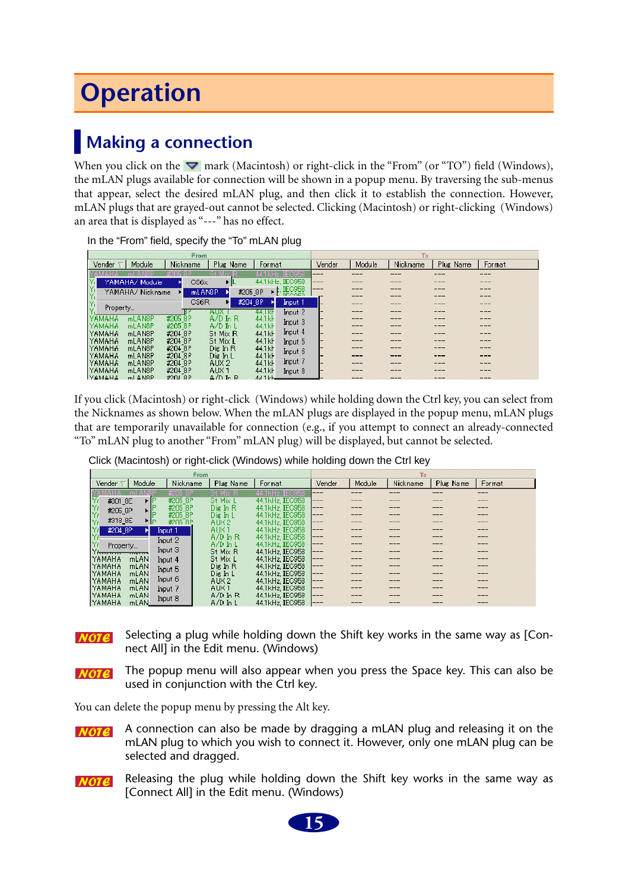# Operation

## Making a connection

When you click on the ▽ mark (Macintosh) or right-click in the "From" (or "TO") field (Windows), the mLAN plugs available for connection will be shown in a popup menu. By traversing the sub-menus that appear, select the desired mLAN plug, and then click it to establish the connection. However, mLAN plugs that are grayed-out cannot be selected. Clicking (Macintosh) or right-clicking (Windows) an area that is displayed as "---" has no effect.

In the "From" field, specify the "To" mLAN plug

If you click (Macintosh) or right-click (Windows) while holding down the Ctrl key, you can select from the Nicknames as shown below. When the mLAN plugs are displayed in the popup menu, mLAN plugs that are temporarily unavailable for connection (e.g., if you attempt to connect an already-connected "To" mLAN plug to another "From" mLAN plug) will be displayed, but cannot be selected.

Click (Macintosh) or right-click (Windows) while holding down the Ctrl key

**NOTE** Selecting a plug while holding down the Shift key works in the same way as [Connect All] in the Edit menu. (Windows)

**NOTE** The popup menu will also appear when you press the Space key. This can also be used in conjunction with the Ctrl key.

You can delete the popup menu by pressing the Alt key.

**NOTE** A connection can also be made by dragging a mLAN plug and releasing it on the mLAN plug to which you wish to connect it. However, only one mLAN plug can be selected and dragged.

**NOTE** Releasing the plug while holding down the Shift key works in the same way as [Connect All] in the Edit menu. (Windows)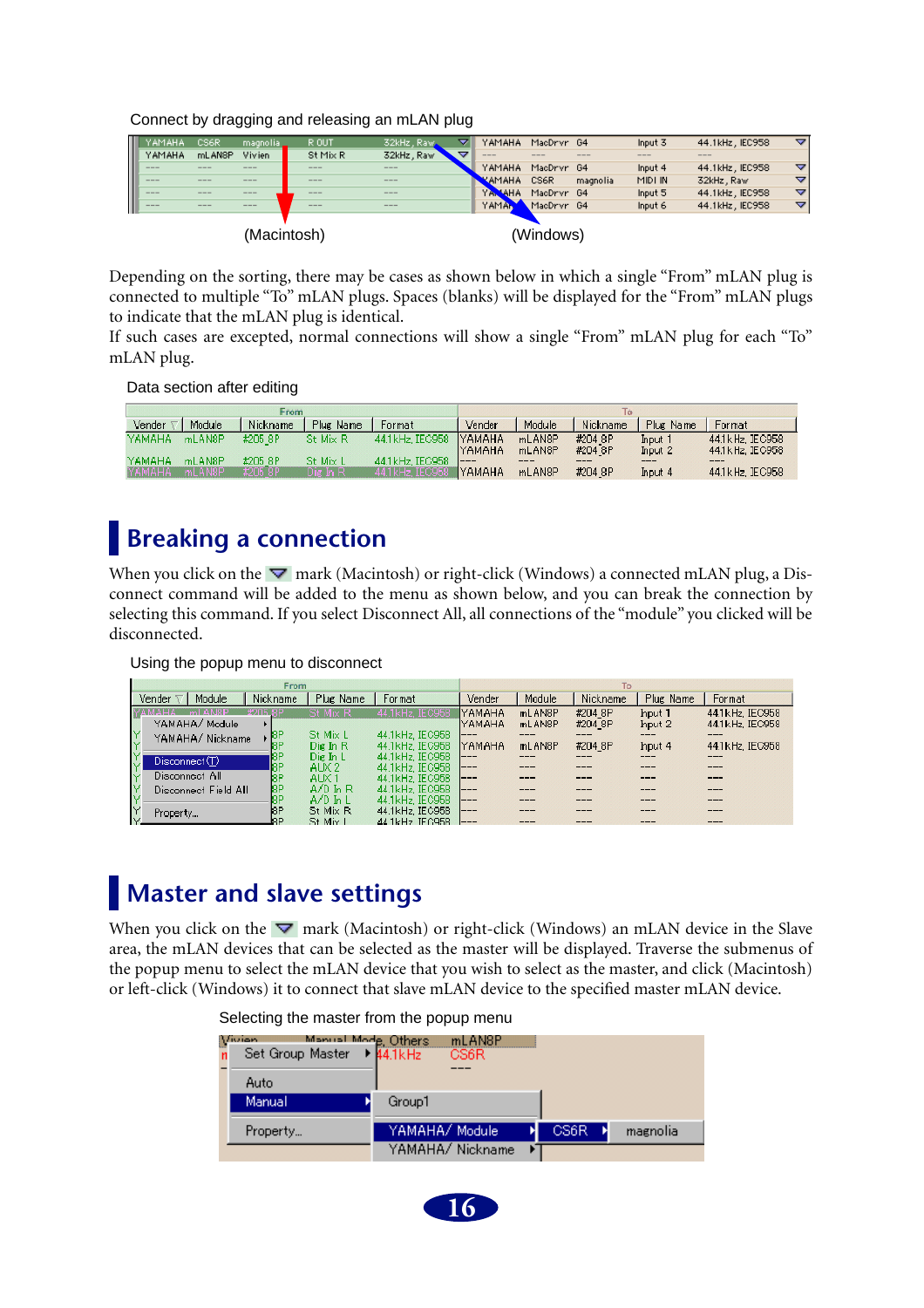Connect by dragging and releasing an mLAN plug

(Macintosh) (Windows)

Depending on the sorting, there may be cases as shown below in which a single “From” mLAN plug is connected to multiple “To” mLAN plugs. Spaces (blanks) will be displayed for the “From” mLAN plugs to indicate that the mLAN plug is identical.
If such cases are excepted, normal connections will show a single “From” mLAN plug for each “To” mLAN plug.

Data section after editing

## Breaking a connection

When you click on the ▽ mark (Macintosh) or right-click (Windows) a connected mLAN plug, a Disconnect command will be added to the menu as shown below, and you can break the connection by selecting this command. If you select Disconnect All, all connections of the “module” you clicked will be disconnected.

Using the popup menu to disconnect

## Master and slave settings

When you click on the ▽ mark (Macintosh) or right-click (Windows) an mLAN device in the Slave area, the mLAN devices that can be selected as the master will be displayed. Traverse the submenus of the popup menu to select the mLAN device that you wish to select as the master, and click (Macintosh) or left-click (Windows) it to connect that slave mLAN device to the specified master mLAN device.

Selecting the master from the popup menu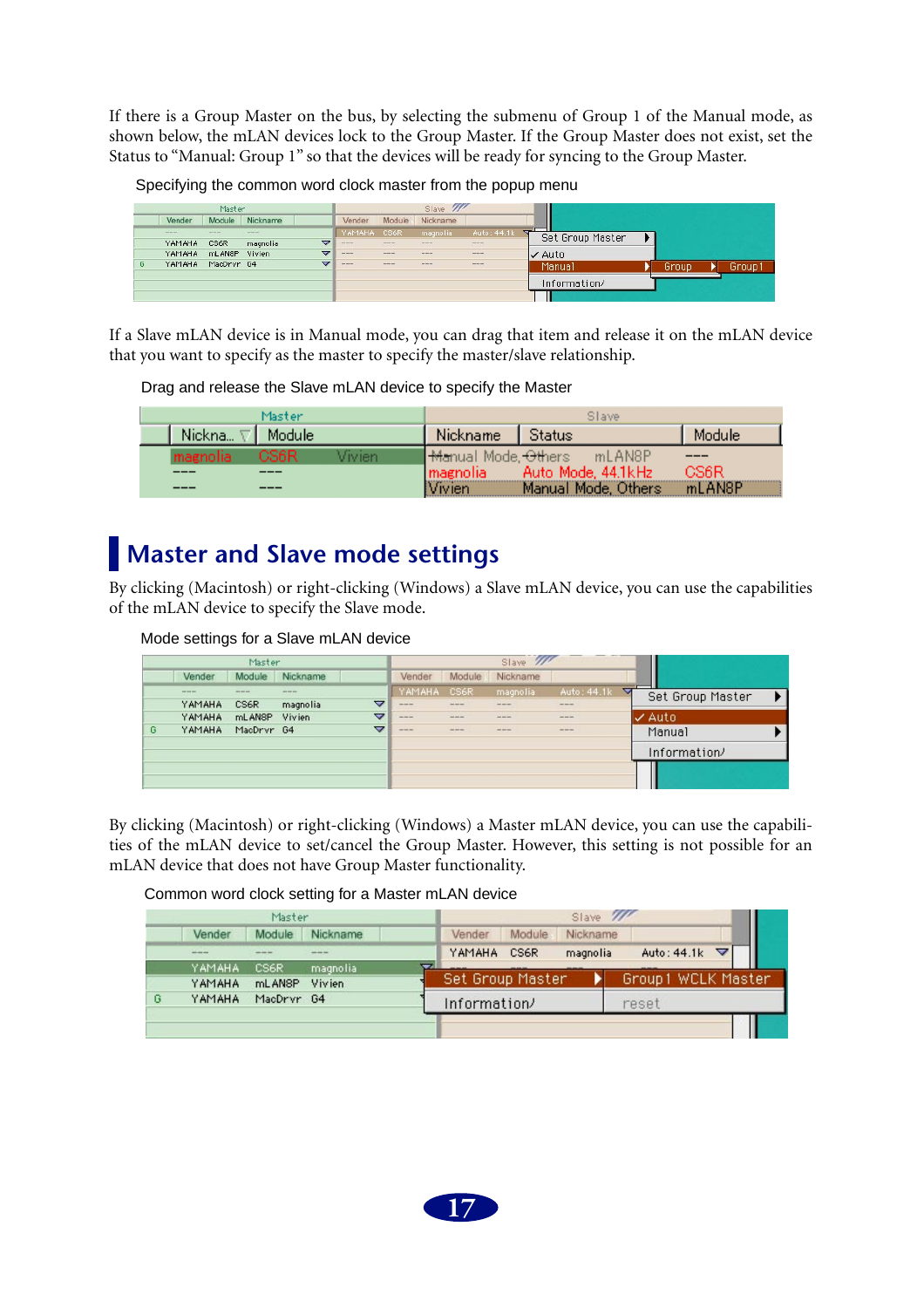If there is a Group Master on the bus, by selecting the submenu of Group 1 of the Manual mode, as shown below, the mLAN devices lock to the Group Master. If the Group Master does not exist, set the Status to “Manual: Group 1” so that the devices will be ready for syncing to the Group Master.

Specifying the common word clock master from the popup menu

If a Slave mLAN device is in Manual mode, you can drag that item and release it on the mLAN device that you want to specify as the master to specify the master/slave relationship.

Drag and release the Slave mLAN device to specify the Master

## Master and Slave mode settings

By clicking (Macintosh) or right-clicking (Windows) a Slave mLAN device, you can use the capabilities of the mLAN device to specify the Slave mode.

Mode settings for a Slave mLAN device

By clicking (Macintosh) or right-clicking (Windows) a Master mLAN device, you can use the capabilities of the mLAN device to set/cancel the Group Master. However, this setting is not possible for an mLAN device that does not have Group Master functionality.

Common word clock setting for a Master mLAN device